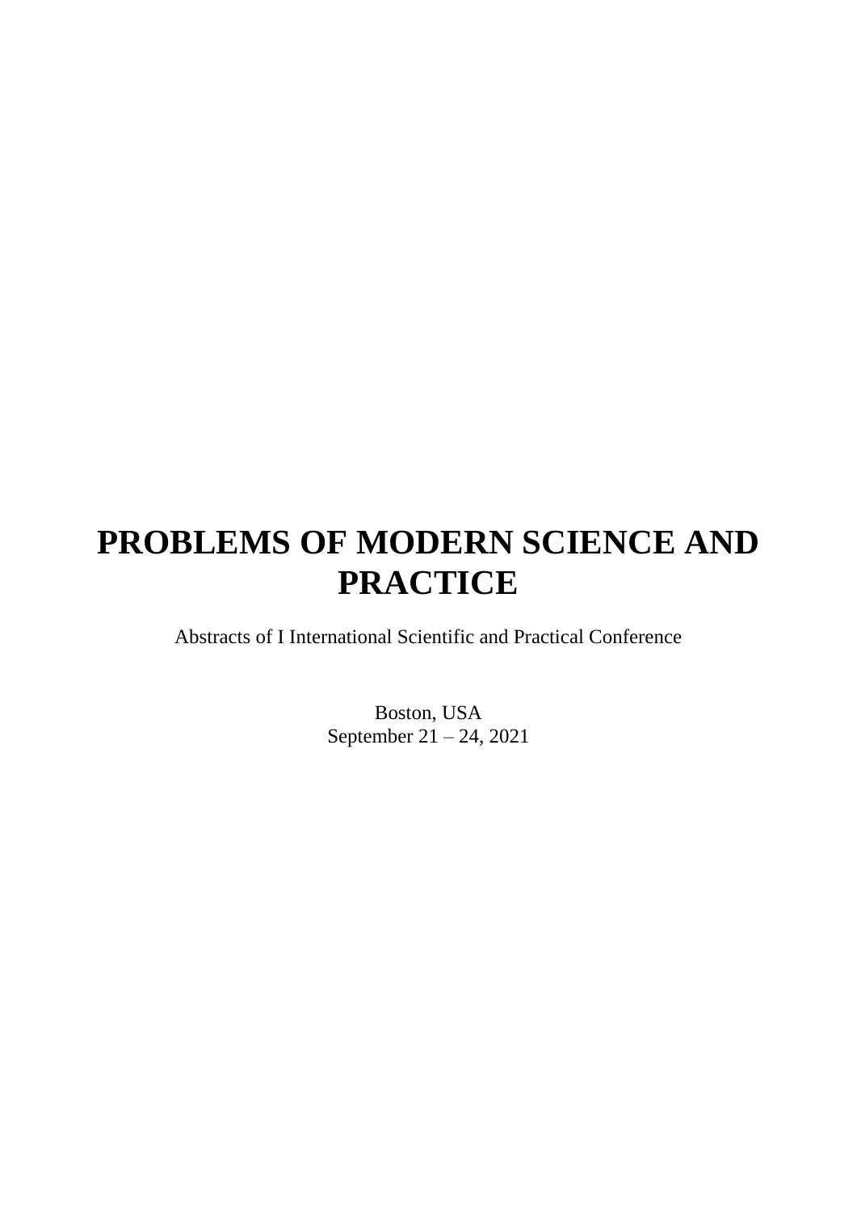# PROBLEMS OF MODERN SCIENCE AND PRACTICE

Abstracts of I International Scientific and Practical Conference

Boston, USA
September 21 – 24, 2021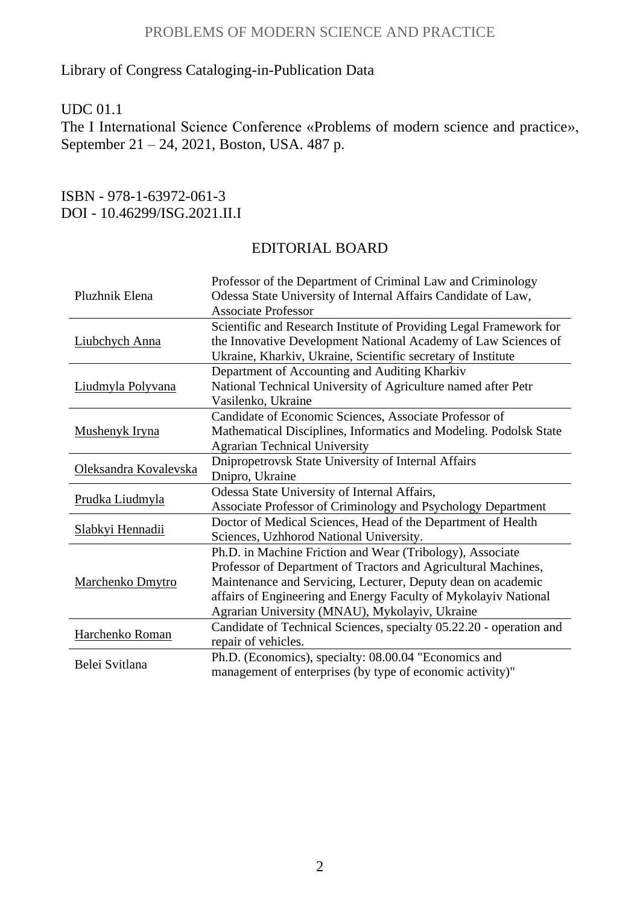Library of Congress Cataloging-in-Publication Data

UDC 01.1

The I International Science Conference «Problems of modern science and practice», September 21 – 24, 2021, Boston, USA. 487 p.

ISBN - 978-1-63972-061-3

DOI - 10.46299/ISG.2021.II.I

## EDITORIAL BOARD

| | |
|---|---|
| Pluzhnik Elena | Professor of the Department of Criminal Law and Criminology Odessa State University of Internal Affairs Candidate of Law, Associate Professor |
| Liubchych Anna | Scientific and Research Institute of Providing Legal Framework for the Innovative Development National Academy of Law Sciences of Ukraine, Kharkiv, Ukraine, Scientific secretary of Institute |
| Liudmyla Polyvana | Department of Accounting and Auditing Kharkiv National Technical University of Agriculture named after Petr Vasilenko, Ukraine |
| Mushenyk Iryna | Candidate of Economic Sciences, Associate Professor of Mathematical Disciplines, Informatics and Modeling. Podolsk State Agrarian Technical University |
| Oleksandra Kovalevska | Dnipropetrovsk State University of Internal Affairs Dnipro, Ukraine |
| Prudka Liudmyla | Odessa State University of Internal Affairs, Associate Professor of Criminology and Psychology Department |
| Slabkyi Hennadii | Doctor of Medical Sciences, Head of the Department of Health Sciences, Uzhhorod National University. |
| Marchenko Dmytro | Ph.D. in Machine Friction and Wear (Tribology), Associate Professor of Department of Tractors and Agricultural Machines, Maintenance and Servicing, Lecturer, Deputy dean on academic affairs of Engineering and Energy Faculty of Mykolayiv National Agrarian University (MNAU), Mykolayiv, Ukraine |
| Harchenko Roman | Candidate of Technical Sciences, specialty 05.22.20 - operation and repair of vehicles. |
| Belei Svitlana | Ph.D. (Economics), specialty: 08.00.04 "Economics and management of enterprises (by type of economic activity)" |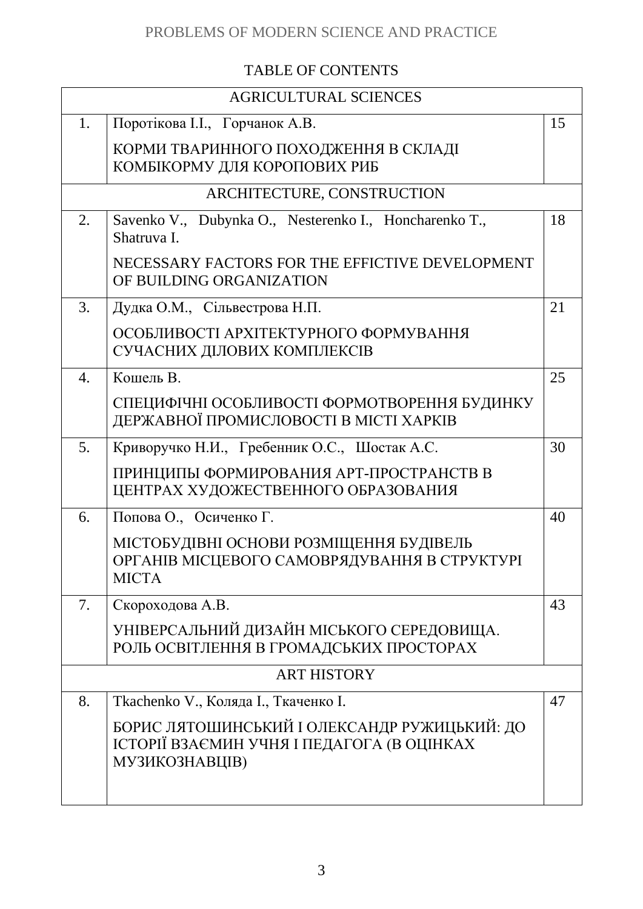# TABLE OF CONTENTS

| | | |
|---|---|---|
| | AGRICULTURAL SCIENCES | |
| 1. | Поротікова І.І., Горчанок А.В.<br><br>КОРМИ ТВАРИННОГО ПОХОДЖЕННЯ В СКЛАДІ КОМБІКОРМУ ДЛЯ КОРОПОВИХ РИБ | 15 |
| | ARCHITECTURE, CONSTRUCTION | |
| 2. | Savenko V., Dubynka O., Nesterenko I., Honcharenko T., Shatruva I.<br><br>NECESSARY FACTORS FOR THE EFFICTIVE DEVELOPMENT OF BUILDING ORGANIZATION | 18 |
| 3. | Дудка О.М., Сільвестрова Н.П.<br><br>ОСОБЛИВОСТІ АРХІТЕКТУРНОГО ФОРМУВАННЯ СУЧАСНИХ ДІЛОВИХ КОМПЛЕКСІВ | 21 |
| 4. | Кошель В.<br><br>СПЕЦИФІЧНІ ОСОБЛИВОСТІ ФОРМОТВОРЕННЯ БУДИНКУ ДЕРЖАВНОЇ ПРОМИСЛОВОСТІ В МІСТІ ХАРКІВ | 25 |
| 5. | Криворучко Н.И., Гребенник О.С., Шостак А.С.<br><br>ПРИНЦИПЫ ФОРМИРОВАНИЯ АРТ-ПРОСТРАНСТВ В ЦЕНТРАХ ХУДОЖЕСТВЕННОГО ОБРАЗОВАНИЯ | 30 |
| 6. | Попова О., Осиченко Г.<br><br>МІСТОБУДІВНІ ОСНОВИ РОЗМІЩЕННЯ БУДІВЕЛЬ ОРГАНІВ МІСЦЕВОГО САМОВРЯДУВАННЯ В СТРУКТУРІ МІСТА | 40 |
| 7. | Скороходова А.В.<br><br>УНІВЕРСАЛЬНИЙ ДИЗАЙН МІСЬКОГО СЕРЕДОВИЩА. РОЛЬ ОСВІТЛЕННЯ В ГРОМАДСЬКИХ ПРОСТОРАХ | 43 |
| | ART HISTORY | |
| 8. | Tkachenko V., Коляда І., Ткаченко І.<br><br>БОРИС ЛЯТОШИНСЬКИЙ І ОЛЕКСАНДР РУЖИЦЬКИЙ: ДО ІСТОРІЇ ВЗАЄМИН УЧНЯ І ПЕДАГОГА (В ОЦІНКАХ МУЗИКОЗНАВЦІВ) | 47 |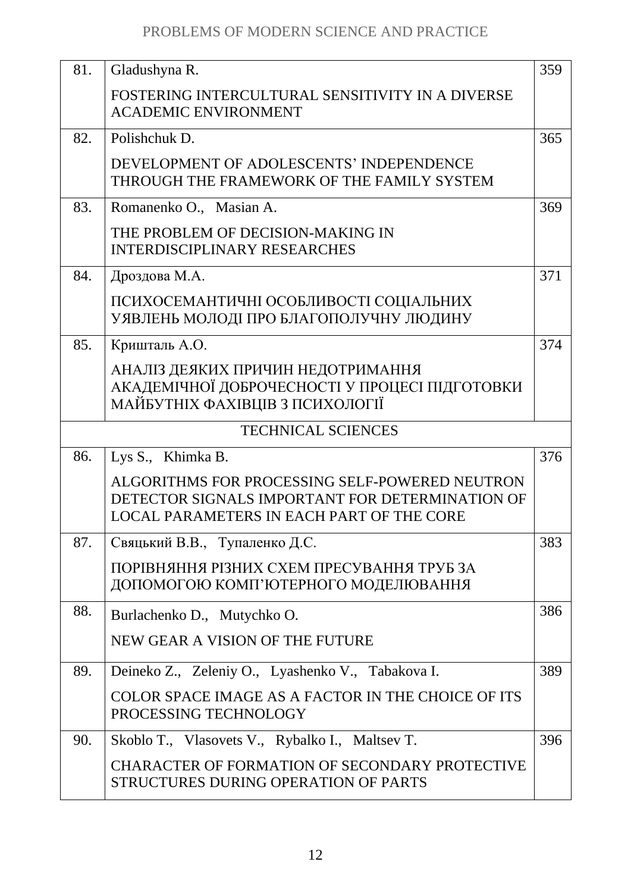| | | |
|---|---|---|
| 81. | Gladushyna R.<br>FOSTERING INTERCULTURAL SENSITIVITY IN A DIVERSE ACADEMIC ENVIRONMENT | 359 |
| 82. | Polishchuk D.<br>DEVELOPMENT OF ADOLESCENTS' INDEPENDENCE THROUGH THE FRAMEWORK OF THE FAMILY SYSTEM | 365 |
| 83. | Romanenko O., Masian A.<br>THE PROBLEM OF DECISION-MAKING IN INTERDISCIPLINARY RESEARCHES | 369 |
| 84. | Дроздова М.А.<br>ПСИХОСЕМАНТИЧНІ ОСОБЛИВОСТІ СОЦІАЛЬНИХ УЯВЛЕНЬ МОЛОДІ ПРО БЛАГОПОЛУЧНУ ЛЮДИНУ | 371 |
| 85. | Кришталь А.О.<br>АНАЛІЗ ДЕЯКИХ ПРИЧИН НЕДОТРИМАННЯ АКАДЕМІЧНОЇ ДОБРОЧЕСНОСТІ У ПРОЦЕСІ ПІДГОТОВКИ МАЙБУТНІХ ФАХІВЦІВ З ПСИХОЛОГІЇ | 374 |
| | TECHNICAL SCIENCES | |
| 86. | Lys S., Khimka B.<br>ALGORITHMS FOR PROCESSING SELF-POWERED NEUTRON DETECTOR SIGNALS IMPORTANT FOR DETERMINATION OF LOCAL PARAMETERS IN EACH PART OF THE CORE | 376 |
| 87. | Свяцький В.В., Тупаленко Д.С.<br>ПОРІВНЯННЯ РІЗНИХ СХЕМ ПРЕСУВАННЯ ТРУБ ЗА ДОПОМОГОЮ КОМП'ЮТЕРНОГО МОДЕЛЮВАННЯ | 383 |
| 88. | Burlachenko D., Mutychko O.<br>NEW GEAR A VISION OF THE FUTURE | 386 |
| 89. | Deineko Z., Zeleniy O., Lyashenko V., Tabakova I.<br>COLOR SPACE IMAGE AS A FACTOR IN THE CHOICE OF ITS PROCESSING TECHNOLOGY | 389 |
| 90. | Skoblo T., Vlasovets V., Rybalko I., Maltsev T.<br>CHARACTER OF FORMATION OF SECONDARY PROTECTIVE STRUCTURES DURING OPERATION OF PARTS | 396 |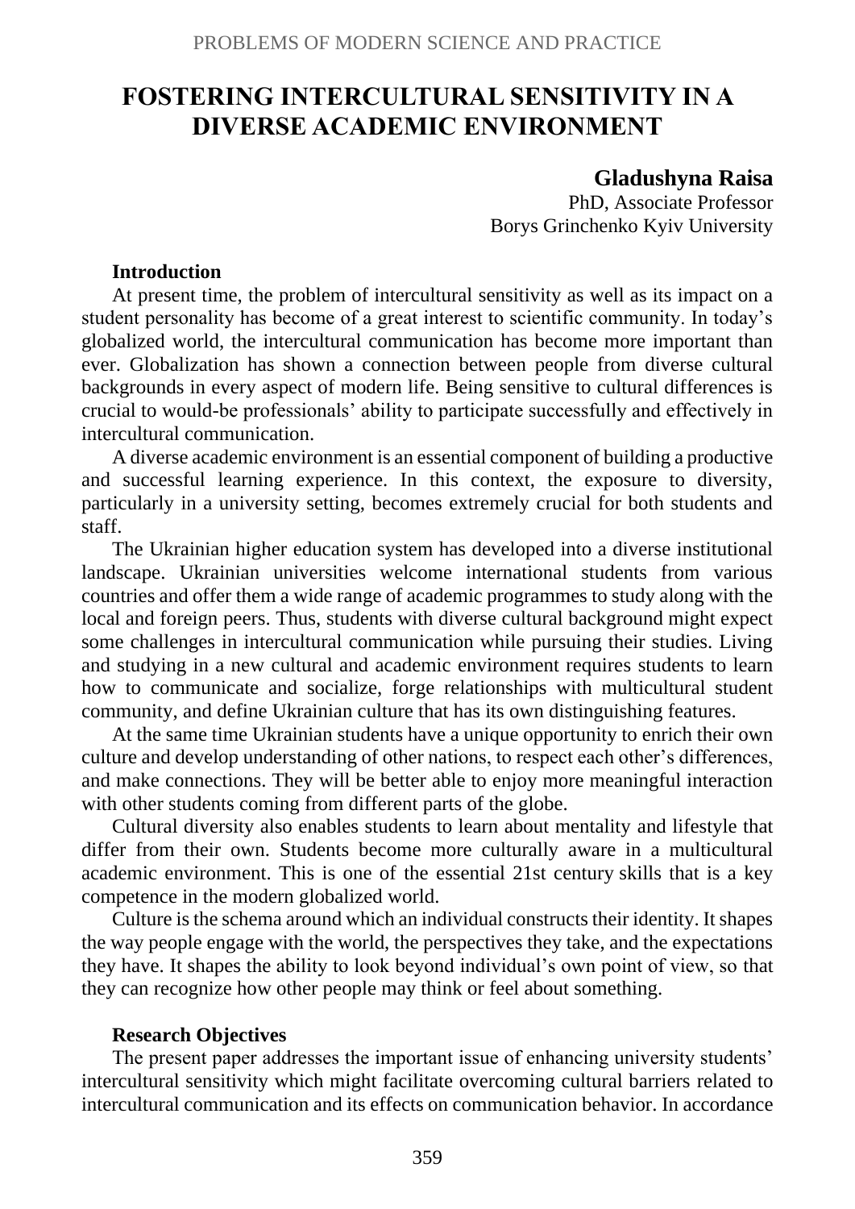# FOSTERING INTERCULTURAL SENSITIVITY IN A DIVERSE ACADEMIC ENVIRONMENT

**Gladushyna Raisa**
PhD, Associate Professor
Borys Grinchenko Kyiv University

**Introduction**

At present time, the problem of intercultural sensitivity as well as its impact on a student personality has become of a great interest to scientific community. In today's globalized world, the intercultural communication has become more important than ever. Globalization has shown a connection between people from diverse cultural backgrounds in every aspect of modern life. Being sensitive to cultural differences is crucial to would-be professionals' ability to participate successfully and effectively in intercultural communication.

A diverse academic environment is an essential component of building a productive and successful learning experience. In this context, the exposure to diversity, particularly in a university setting, becomes extremely crucial for both students and staff.

The Ukrainian higher education system has developed into a diverse institutional landscape. Ukrainian universities welcome international students from various countries and offer them a wide range of academic programmes to study along with the local and foreign peers. Thus, students with diverse cultural background might expect some challenges in intercultural communication while pursuing their studies. Living and studying in a new cultural and academic environment requires students to learn how to communicate and socialize, forge relationships with multicultural student community, and define Ukrainian culture that has its own distinguishing features.

At the same time Ukrainian students have a unique opportunity to enrich their own culture and develop understanding of other nations, to respect each other's differences, and make connections. They will be better able to enjoy more meaningful interaction with other students coming from different parts of the globe.

Cultural diversity also enables students to learn about mentality and lifestyle that differ from their own. Students become more culturally aware in a multicultural academic environment. This is one of the essential 21st century skills that is a key competence in the modern globalized world.

Culture is the schema around which an individual constructs their identity. It shapes the way people engage with the world, the perspectives they take, and the expectations they have. It shapes the ability to look beyond individual's own point of view, so that they can recognize how other people may think or feel about something.

**Research Objectives**

The present paper addresses the important issue of enhancing university students' intercultural sensitivity which might facilitate overcoming cultural barriers related to intercultural communication and its effects on communication behavior. In accordance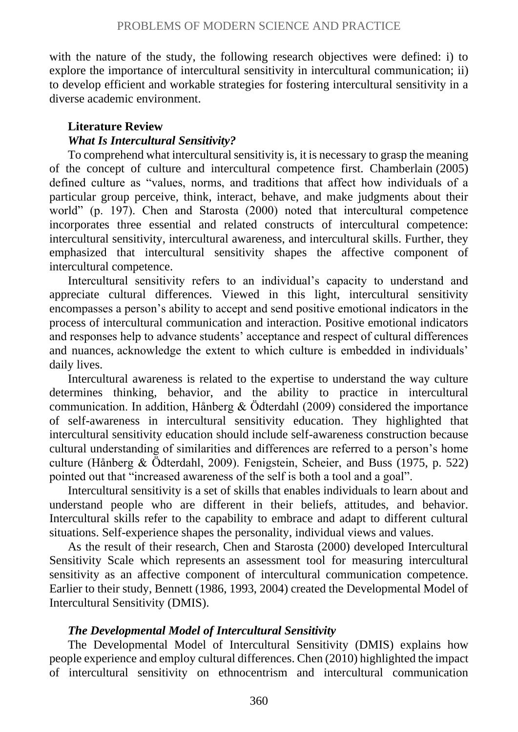with the nature of the study, the following research objectives were defined: i) to explore the importance of intercultural sensitivity in intercultural communication; ii) to develop efficient and workable strategies for fostering intercultural sensitivity in a diverse academic environment.

## Literature Review

### *What Is Intercultural Sensitivity?*

To comprehend what intercultural sensitivity is, it is necessary to grasp the meaning of the concept of culture and intercultural competence first. Chamberlain (2005) defined culture as "values, norms, and traditions that affect how individuals of a particular group perceive, think, interact, behave, and make judgments about their world" (p. 197). Chen and Starosta (2000) noted that intercultural competence incorporates three essential and related constructs of intercultural competence: intercultural sensitivity, intercultural awareness, and intercultural skills. Further, they emphasized that intercultural sensitivity shapes the affective component of intercultural competence.

Intercultural sensitivity refers to an individual's capacity to understand and appreciate cultural differences. Viewed in this light, intercultural sensitivity encompasses a person's ability to accept and send positive emotional indicators in the process of intercultural communication and interaction. Positive emotional indicators and responses help to advance students' acceptance and respect of cultural differences and nuances, acknowledge the extent to which culture is embedded in individuals' daily lives.

Intercultural awareness is related to the expertise to understand the way culture determines thinking, behavior, and the ability to practice in intercultural communication. In addition, Hånberg & Ödterdahl (2009) considered the importance of self-awareness in intercultural sensitivity education. They highlighted that intercultural sensitivity education should include self-awareness construction because cultural understanding of similarities and differences are referred to a person's home culture (Hånberg & Ödterdahl, 2009). Fenigstein, Scheier, and Buss (1975, p. 522) pointed out that "increased awareness of the self is both a tool and a goal".

Intercultural sensitivity is a set of skills that enables individuals to learn about and understand people who are different in their beliefs, attitudes, and behavior. Intercultural skills refer to the capability to embrace and adapt to different cultural situations. Self-experience shapes the personality, individual views and values.

As the result of their research, Chen and Starosta (2000) developed Intercultural Sensitivity Scale which represents an assessment tool for measuring intercultural sensitivity as an affective component of intercultural communication competence. Earlier to their study, Bennett (1986, 1993, 2004) created the Developmental Model of Intercultural Sensitivity (DMIS).

### *The Developmental Model of Intercultural Sensitivity*

The Developmental Model of Intercultural Sensitivity (DMIS) explains how people experience and employ cultural differences. Chen (2010) highlighted the impact of intercultural sensitivity on ethnocentrism and intercultural communication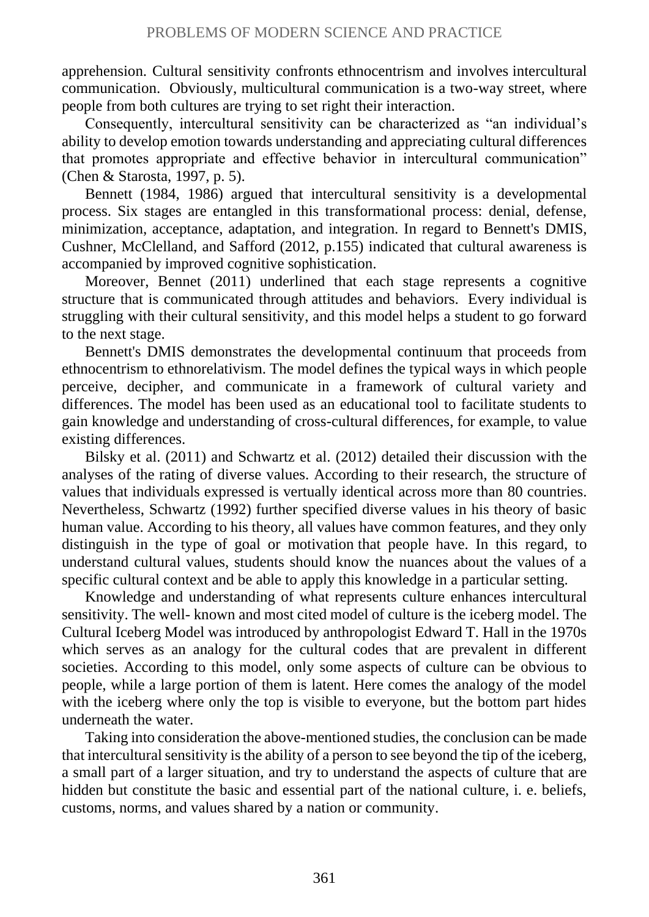apprehension. Cultural sensitivity confronts ethnocentrism and involves intercultural communication. Obviously, multicultural communication is a two-way street, where people from both cultures are trying to set right their interaction.

Consequently, intercultural sensitivity can be characterized as "an individual's ability to develop emotion towards understanding and appreciating cultural differences that promotes appropriate and effective behavior in intercultural communication" (Chen & Starosta, 1997, p. 5).

Bennett (1984, 1986) argued that intercultural sensitivity is a developmental process. Six stages are entangled in this transformational process: denial, defense, minimization, acceptance, adaptation, and integration. In regard to Bennett's DMIS, Cushner, McClelland, and Safford (2012, p.155) indicated that cultural awareness is accompanied by improved cognitive sophistication.

Moreover, Bennet (2011) underlined that each stage represents a cognitive structure that is communicated through attitudes and behaviors. Every individual is struggling with their cultural sensitivity, and this model helps a student to go forward to the next stage.

Bennett's DMIS demonstrates the developmental continuum that proceeds from ethnocentrism to ethnorelativism. The model defines the typical ways in which people perceive, decipher, and communicate in a framework of cultural variety and differences. The model has been used as an educational tool to facilitate students to gain knowledge and understanding of cross-cultural differences, for example, to value existing differences.

Bilsky et al. (2011) and Schwartz et al. (2012) detailed their discussion with the analyses of the rating of diverse values. According to their research, the structure of values that individuals expressed is vertually identical across more than 80 countries. Nevertheless, Schwartz (1992) further specified diverse values in his theory of basic human value. According to his theory, all values have common features, and they only distinguish in the type of goal or motivation that people have. In this regard, to understand cultural values, students should know the nuances about the values of a specific cultural context and be able to apply this knowledge in a particular setting.

Knowledge and understanding of what represents culture enhances intercultural sensitivity. The well- known and most cited model of culture is the iceberg model. The Cultural Iceberg Model was introduced by anthropologist Edward T. Hall in the 1970s which serves as an analogy for the cultural codes that are prevalent in different societies. According to this model, only some aspects of culture can be obvious to people, while a large portion of them is latent. Here comes the analogy of the model with the iceberg where only the top is visible to everyone, but the bottom part hides underneath the water.

Taking into consideration the above-mentioned studies, the conclusion can be made that intercultural sensitivity is the ability of a person to see beyond the tip of the iceberg, a small part of a larger situation, and try to understand the aspects of culture that are hidden but constitute the basic and essential part of the national culture, i. e. beliefs, customs, norms, and values shared by a nation or community.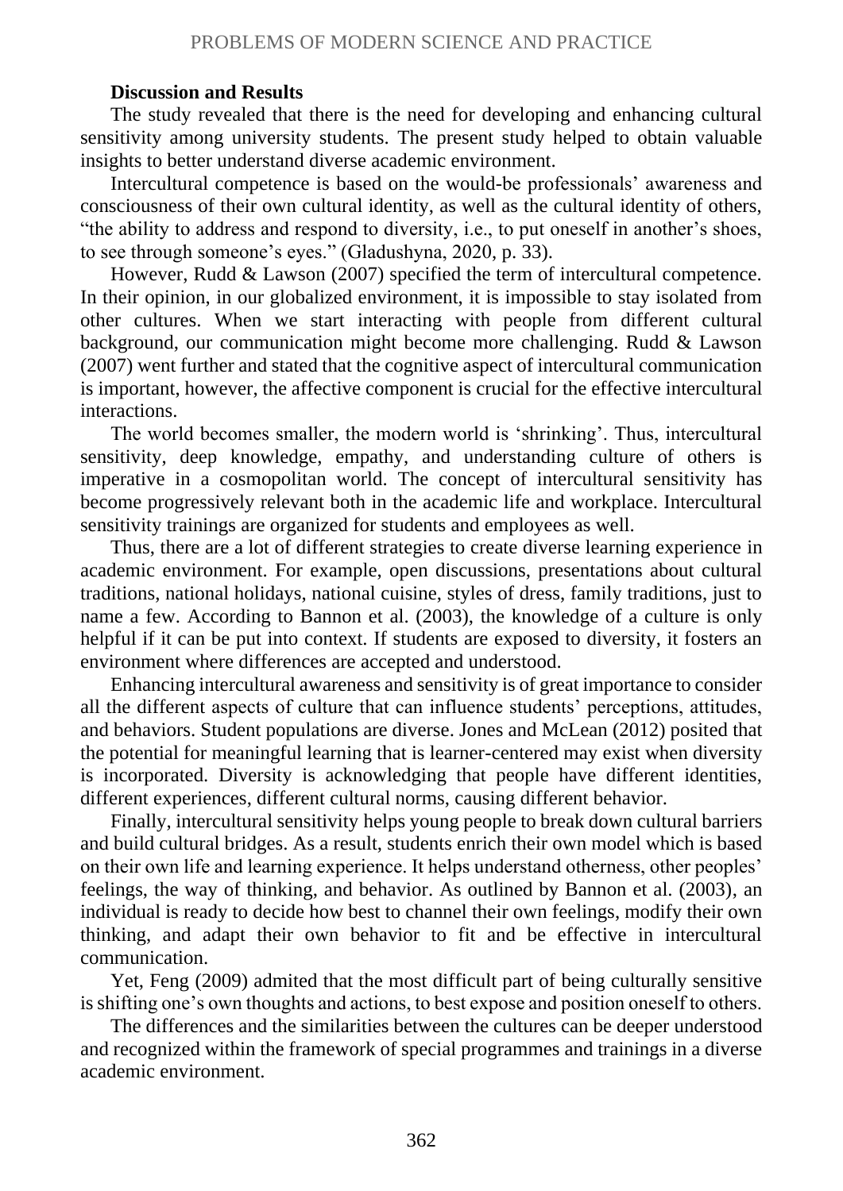**Discussion and Results**

The study revealed that there is the need for developing and enhancing cultural sensitivity among university students. The present study helped to obtain valuable insights to better understand diverse academic environment.

Intercultural competence is based on the would-be professionals' awareness and consciousness of their own cultural identity, as well as the cultural identity of others, "the ability to address and respond to diversity, i.e., to put oneself in another's shoes, to see through someone's eyes." (Gladushyna, 2020, p. 33).

However, Rudd & Lawson (2007) specified the term of intercultural competence. In their opinion, in our globalized environment, it is impossible to stay isolated from other cultures. When we start interacting with people from different cultural background, our communication might become more challenging. Rudd & Lawson (2007) went further and stated that the cognitive aspect of intercultural communication is important, however, the affective component is crucial for the effective intercultural interactions.

The world becomes smaller, the modern world is 'shrinking'. Thus, intercultural sensitivity, deep knowledge, empathy, and understanding culture of others is imperative in a cosmopolitan world. The concept of intercultural sensitivity has become progressively relevant both in the academic life and workplace. Intercultural sensitivity trainings are organized for students and employees as well.

Thus, there are a lot of different strategies to create diverse learning experience in academic environment. For example, open discussions, presentations about cultural traditions, national holidays, national cuisine, styles of dress, family traditions, just to name a few. According to Bannon et al. (2003), the knowledge of a culture is only helpful if it can be put into context. If students are exposed to diversity, it fosters an environment where differences are accepted and understood.

Enhancing intercultural awareness and sensitivity is of great importance to consider all the different aspects of culture that can influence students' perceptions, attitudes, and behaviors. Student populations are diverse. Jones and McLean (2012) posited that the potential for meaningful learning that is learner-centered may exist when diversity is incorporated. Diversity is acknowledging that people have different identities, different experiences, different cultural norms, causing different behavior.

Finally, intercultural sensitivity helps young people to break down cultural barriers and build cultural bridges. As a result, students enrich their own model which is based on their own life and learning experience. It helps understand otherness, other peoples' feelings, the way of thinking, and behavior. As outlined by Bannon et al. (2003), an individual is ready to decide how best to channel their own feelings, modify their own thinking, and adapt their own behavior to fit and be effective in intercultural communication.

Yet, Feng (2009) admited that the most difficult part of being culturally sensitive is shifting one's own thoughts and actions, to best expose and position oneself to others.

The differences and the similarities between the cultures can be deeper understood and recognized within the framework of special programmes and trainings in a diverse academic environment.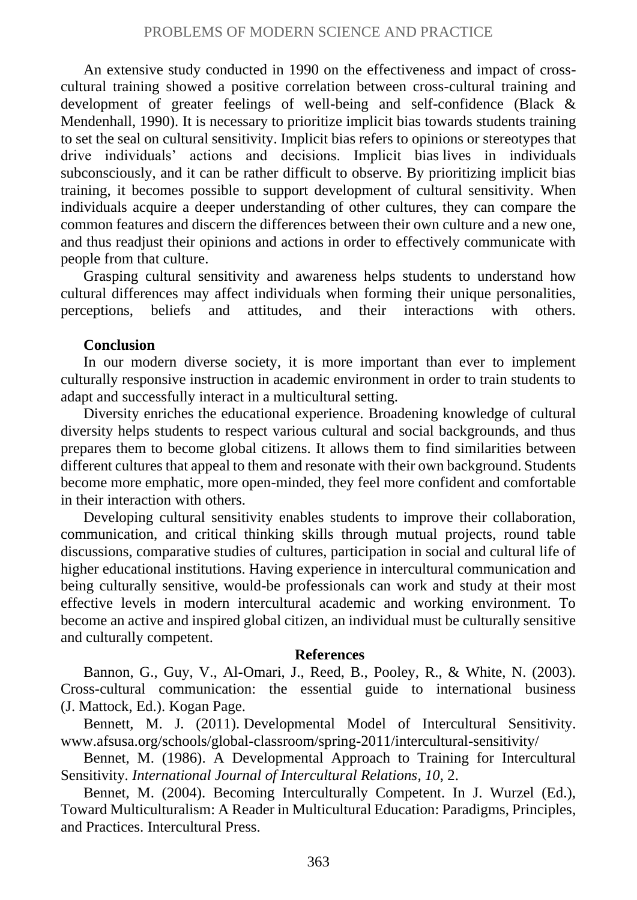An extensive study conducted in 1990 on the effectiveness and impact of cross-cultural training showed a positive correlation between cross-cultural training and development of greater feelings of well-being and self-confidence (Black & Mendenhall, 1990). It is necessary to prioritize implicit bias towards students training to set the seal on cultural sensitivity. Implicit bias refers to opinions or stereotypes that drive individuals' actions and decisions. Implicit bias lives in individuals subconsciously, and it can be rather difficult to observe. By prioritizing implicit bias training, it becomes possible to support development of cultural sensitivity. When individuals acquire a deeper understanding of other cultures, they can compare the common features and discern the differences between their own culture and a new one, and thus readjust their opinions and actions in order to effectively communicate with people from that culture.

Grasping cultural sensitivity and awareness helps students to understand how cultural differences may affect individuals when forming their unique personalities, perceptions, beliefs and attitudes, and their interactions with others.

**Conclusion**

In our modern diverse society, it is more important than ever to implement culturally responsive instruction in academic environment in order to train students to adapt and successfully interact in a multicultural setting.

Diversity enriches the educational experience. Broadening knowledge of cultural diversity helps students to respect various cultural and social backgrounds, and thus prepares them to become global citizens. It allows them to find similarities between different cultures that appeal to them and resonate with their own background. Students become more emphatic, more open-minded, they feel more confident and comfortable in their interaction with others.

Developing cultural sensitivity enables students to improve their collaboration, communication, and critical thinking skills through mutual projects, round table discussions, comparative studies of cultures, participation in social and cultural life of higher educational institutions. Having experience in intercultural communication and being culturally sensitive, would-be professionals can work and study at their most effective levels in modern intercultural academic and working environment. To become an active and inspired global citizen, an individual must be culturally sensitive and culturally competent.

**References**

Bannon, G., Guy, V., Al-Omari, J., Reed, B., Pooley, R., & White, N. (2003). Cross-cultural communication: the essential guide to international business (J. Mattock, Ed.). Kogan Page.

Bennett, M. J. (2011). Developmental Model of Intercultural Sensitivity. www.afsusa.org/schools/global-classroom/spring-2011/intercultural-sensitivity/

Bennet, M. (1986). A Developmental Approach to Training for Intercultural Sensitivity. *International Journal of Intercultural Relations, 10*, 2.

Bennet, M. (2004). Becoming Interculturally Competent. In J. Wurzel (Ed.), Toward Multiculturalism: A Reader in Multicultural Education: Paradigms, Principles, and Practices. Intercultural Press.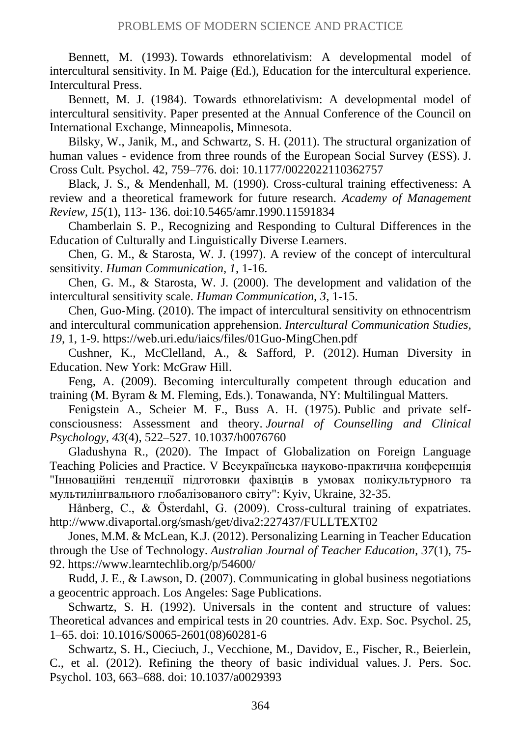Bennett, M. (1993). Towards ethnorelativism: A developmental model of intercultural sensitivity. In M. Paige (Ed.), Education for the intercultural experience. Intercultural Press.

Bennett, M. J. (1984). Towards ethnorelativism: A developmental model of intercultural sensitivity. Paper presented at the Annual Conference of the Council on International Exchange, Minneapolis, Minnesota.

Bilsky, W., Janik, M., and Schwartz, S. H. (2011). The structural organization of human values - evidence from three rounds of the European Social Survey (ESS). J. Cross Cult. Psychol. 42, 759–776. doi: 10.1177/0022022110362757

Black, J. S., & Mendenhall, M. (1990). Cross-cultural training effectiveness: A review and a theoretical framework for future research. *Academy of Management Review, 15*(1), 113- 136. doi:10.5465/amr.1990.11591834

Chamberlain S. P., Recognizing and Responding to Cultural Differences in the Education of Culturally and Linguistically Diverse Learners.

Chen, G. M., & Starosta, W. J. (1997). A review of the concept of intercultural sensitivity. *Human Communication, 1*, 1-16.

Chen, G. M., & Starosta, W. J. (2000). The development and validation of the intercultural sensitivity scale. *Human Communication, 3*, 1-15.

Chen, Guo-Ming. (2010). The impact of intercultural sensitivity on ethnocentrism and intercultural communication apprehension. *Intercultural Communication Studies, 19*, 1, 1-9. https://web.uri.edu/iaics/files/01Guo-MingChen.pdf

Cushner, K., McClelland, A., & Safford, P. (2012). Human Diversity in Education. New York: McGraw Hill.

Feng, A. (2009). Becoming interculturally competent through education and training (M. Byram & M. Fleming, Eds.). Tonawanda, NY: Multilingual Matters.

Fenigstein A., Scheier M. F., Buss A. H. (1975). Public and private self-consciousness: Assessment and theory. *Journal of Counselling and Clinical Psychology, 43*(4), 522–527. 10.1037/h0076760

Gladushyna R., (2020). The Impact of Globalization on Foreign Language Teaching Policies and Practice. V Всеукраїнська науково-практична конференція "Інноваційні тенденції підготовки фахівців в умовах полікультурного та мультилінгвального глобалізованого світу": Kyiv, Ukraine, 32-35.

Hånberg, C., & Österdahl, G. (2009). Cross-cultural training of expatriates. http://www.divaportal.org/smash/get/diva2:227437/FULLTEXT02

Jones, M.M. & McLean, K.J. (2012). Personalizing Learning in Teacher Education through the Use of Technology. *Australian Journal of Teacher Education, 37*(1), 75-92. https://www.learntechlib.org/p/54600/

Rudd, J. E., & Lawson, D. (2007). Communicating in global business negotiations a geocentric approach. Los Angeles: Sage Publications.

Schwartz, S. H. (1992). Universals in the content and structure of values: Theoretical advances and empirical tests in 20 countries. Adv. Exp. Soc. Psychol. 25, 1–65. doi: 10.1016/S0065-2601(08)60281-6

Schwartz, S. H., Cieciuch, J., Vecchione, M., Davidov, E., Fischer, R., Beierlein, C., et al. (2012). Refining the theory of basic individual values. J. Pers. Soc. Psychol. 103, 663–688. doi: 10.1037/a0029393